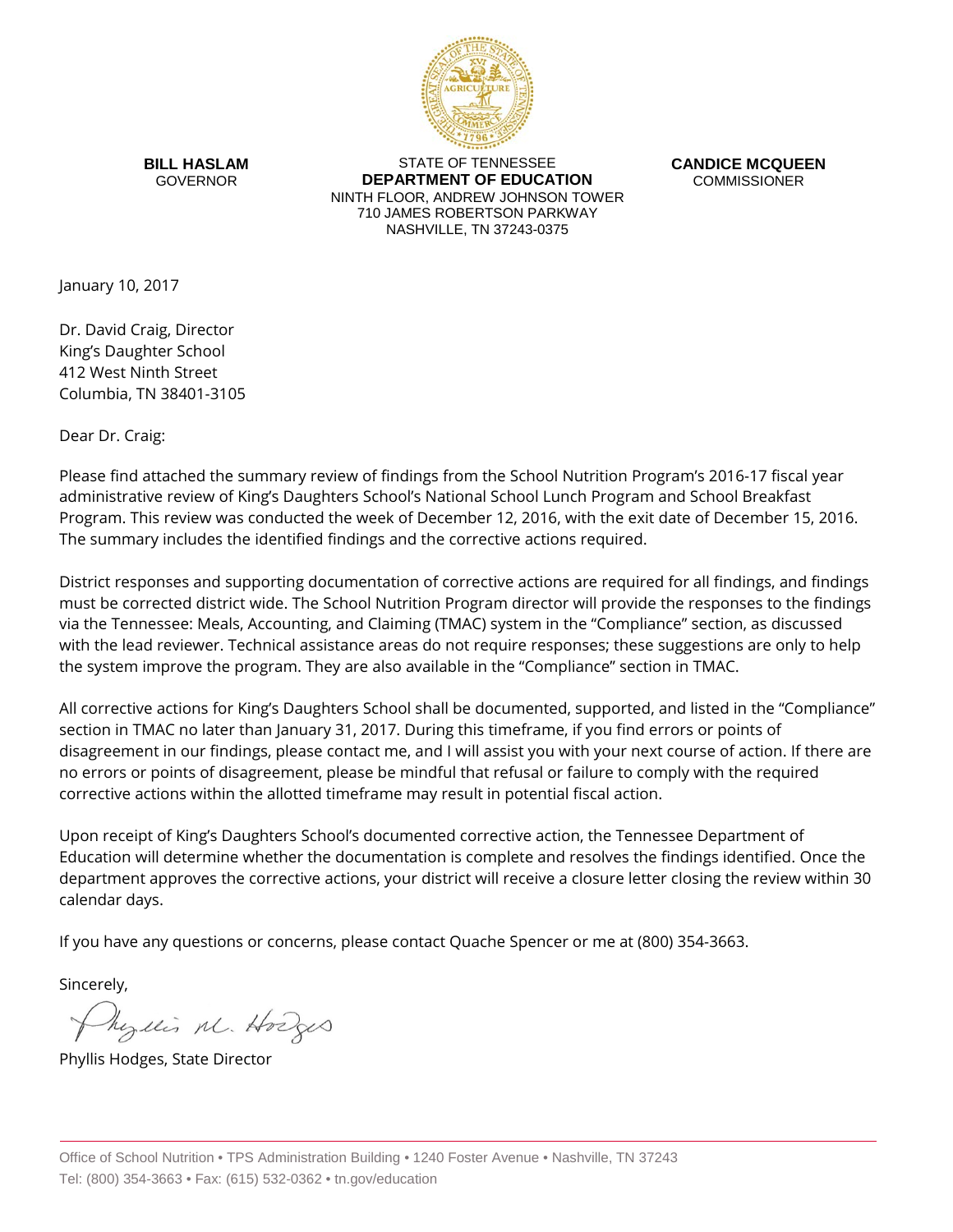**BILL HASLAM**
GOVERNOR

STATE OF TENNESSEE
**DEPARTMENT OF EDUCATION**
NINTH FLOOR, ANDREW JOHNSON TOWER
710 JAMES ROBERTSON PARKWAY
NASHVILLE, TN 37243-0375

**CANDICE MCQUEEN**
COMMISSIONER

January 10, 2017

Dr. David Craig, Director
King's Daughter School
412 West Ninth Street
Columbia, TN 38401-3105

Dear Dr. Craig:

Please find attached the summary review of findings from the School Nutrition Program's 2016-17 fiscal year administrative review of King's Daughters School's National School Lunch Program and School Breakfast Program. This review was conducted the week of December 12, 2016, with the exit date of December 15, 2016. The summary includes the identified findings and the corrective actions required.

District responses and supporting documentation of corrective actions are required for all findings, and findings must be corrected district wide. The School Nutrition Program director will provide the responses to the findings via the Tennessee: Meals, Accounting, and Claiming (TMAC) system in the "Compliance" section, as discussed with the lead reviewer. Technical assistance areas do not require responses; these suggestions are only to help the system improve the program. They are also available in the "Compliance" section in TMAC.

All corrective actions for King's Daughters School shall be documented, supported, and listed in the "Compliance" section in TMAC no later than January 31, 2017. During this timeframe, if you find errors or points of disagreement in our findings, please contact me, and I will assist you with your next course of action. If there are no errors or points of disagreement, please be mindful that refusal or failure to comply with the required corrective actions within the allotted timeframe may result in potential fiscal action.

Upon receipt of King's Daughters School's documented corrective action, the Tennessee Department of Education will determine whether the documentation is complete and resolves the findings identified. Once the department approves the corrective actions, your district will receive a closure letter closing the review within 30 calendar days.

If you have any questions or concerns, please contact Quache Spencer or me at (800) 354-3663.

Sincerely,

Phyllis M. Hodges

Phyllis Hodges, State Director

Office of School Nutrition • TPS Administration Building • 1240 Foster Avenue • Nashville, TN 37243
Tel: (800) 354-3663 • Fax: (615) 532-0362 • tn.gov/education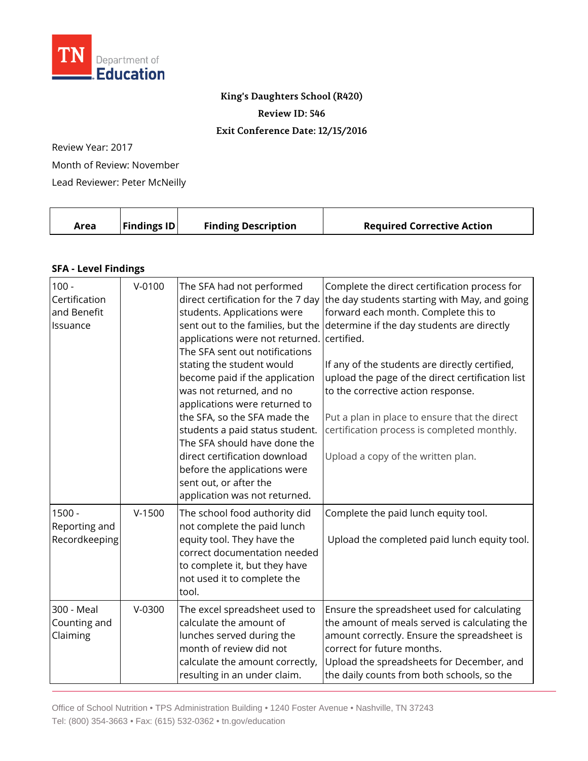**King's Daughters School (R420)**

**Review ID: 546**

**Exit Conference Date: 12/15/2016**

Review Year: 2017

Month of Review: November

Lead Reviewer: Peter McNeilly

| Area | Findings ID | Finding Description | Required Corrective Action |
|---|---|---|---|

### SFA - Level Findings

| Area | Findings ID | Finding Description | Required Corrective Action |
|---|---|---|---|
| 100 - Certification and Benefit Issuance | V-0100 | The SFA had not performed direct certification for the 7 day students. Applications were sent out to the families, but the applications were not returned. The SFA sent out notifications stating the student would become paid if the application was not returned, and no applications were returned to the SFA, so the SFA made the students a paid status student. The SFA should have done the direct certification download before the applications were sent out, or after the application was not returned. | Complete the direct certification process for the day students starting with May, and going forward each month. Complete this to determine if the day students are directly certified.<br><br>If any of the students are directly certified, upload the page of the direct certification list to the corrective action response.<br><br>Put a plan in place to ensure that the direct certification process is completed monthly.<br><br>Upload a copy of the written plan. |
| 1500 - Reporting and Recordkeeping | V-1500 | The school food authority did not complete the paid lunch equity tool. They have the correct documentation needed to complete it, but they have not used it to complete the tool. | Complete the paid lunch equity tool.<br><br>Upload the completed paid lunch equity tool. |
| 300 - Meal Counting and Claiming | V-0300 | The excel spreadsheet used to calculate the amount of lunches served during the month of review did not calculate the amount correctly, resulting in an under claim. | Ensure the spreadsheet used for calculating the amount of meals served is calculating the amount correctly. Ensure the spreadsheet is correct for future months.<br>Upload the spreadsheets for December, and the daily counts from both schools, so the |

Office of School Nutrition • TPS Administration Building • 1240 Foster Avenue • Nashville, TN 37243
Tel: (800) 354-3663 • Fax: (615) 532-0362 • tn.gov/education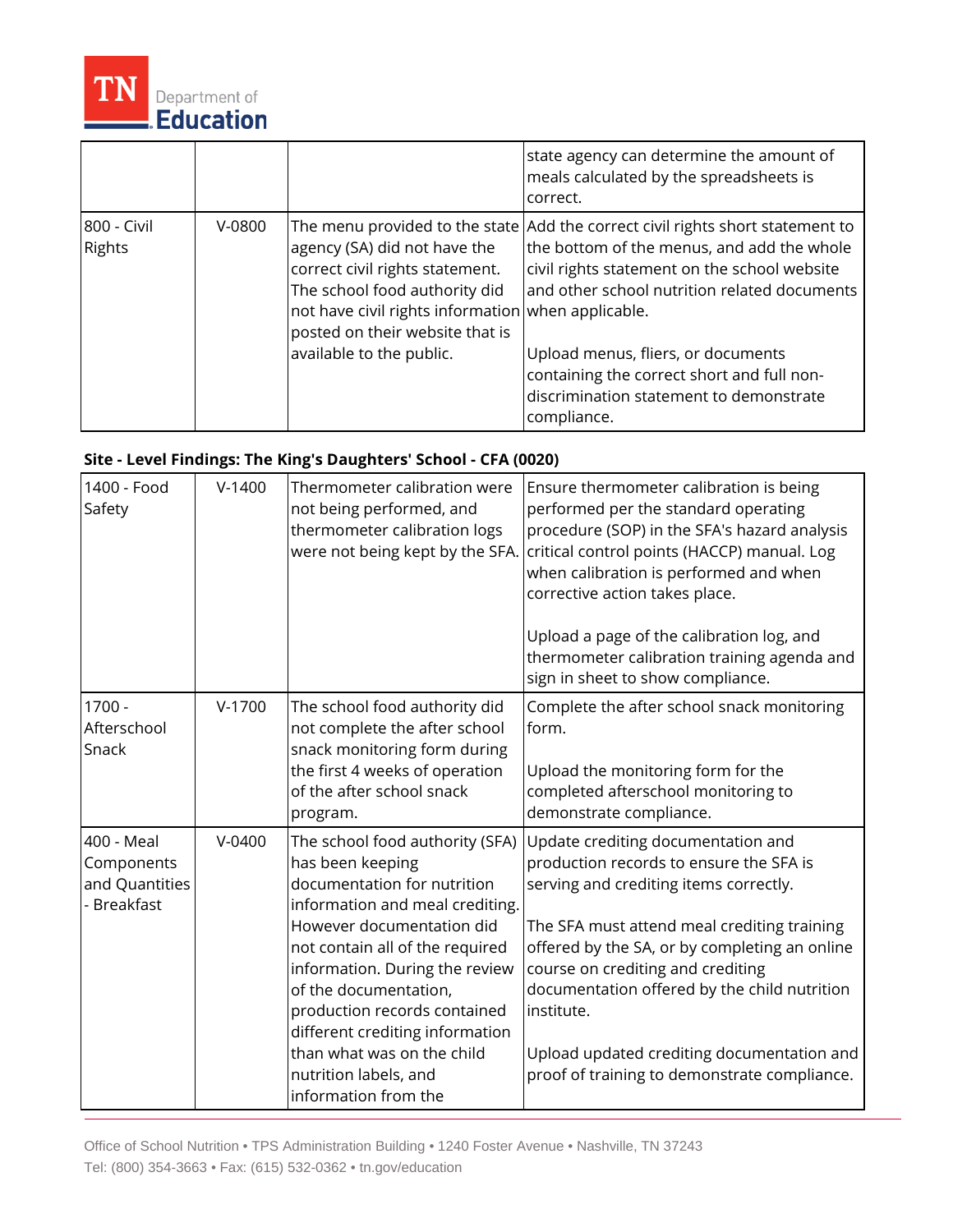| | | | state agency can determine the amount of meals calculated by the spreadsheets is correct. |
|---|---|---|---|
| 800 - Civil Rights | V-0800 | The menu provided to the state agency (SA) did not have the correct civil rights statement. The school food authority did not have civil rights information posted on their website that is available to the public. | Add the correct civil rights short statement to the bottom of the menus, and add the whole civil rights statement on the school website and other school nutrition related documents when applicable.<br><br>Upload menus, fliers, or documents containing the correct short and full non-discrimination statement to demonstrate compliance. |

**Site - Level Findings: The King's Daughters' School - CFA (0020)**

| | | | |
|---|---|---|---|
| 1400 - Food Safety | V-1400 | Thermometer calibration were not being performed, and thermometer calibration logs were not being kept by the SFA. | Ensure thermometer calibration is being performed per the standard operating procedure (SOP) in the SFA's hazard analysis critical control points (HACCP) manual. Log when calibration is performed and when corrective action takes place.<br><br>Upload a page of the calibration log, and thermometer calibration training agenda and sign in sheet to show compliance. |
| 1700 - Afterschool Snack | V-1700 | The school food authority did not complete the after school snack monitoring form during the first 4 weeks of operation of the after school snack program. | Complete the after school snack monitoring form.<br><br>Upload the monitoring form for the completed afterschool monitoring to demonstrate compliance. |
| 400 - Meal Components and Quantities - Breakfast | V-0400 | The school food authority (SFA) has been keeping documentation for nutrition information and meal crediting. However documentation did not contain all of the required information. During the review of the documentation, production records contained different crediting information than what was on the child nutrition labels, and information from the | Update crediting documentation and production records to ensure the SFA is serving and crediting items correctly.<br><br>The SFA must attend meal crediting training offered by the SA, or by completing an online course on crediting and crediting documentation offered by the child nutrition institute.<br><br>Upload updated crediting documentation and proof of training to demonstrate compliance. |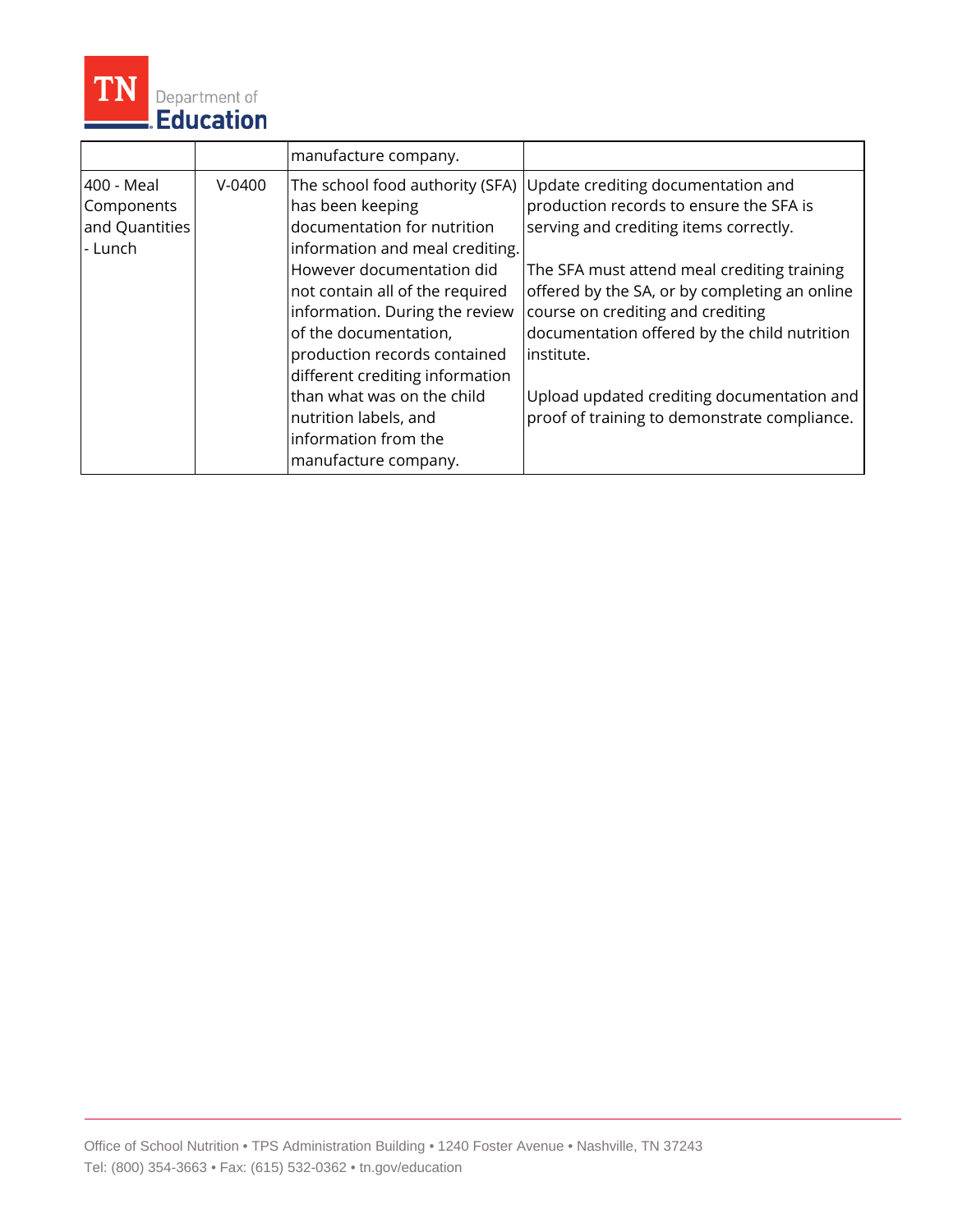| | | | |
|---|---|---|---|
| | | manufacture company. | |
| 400 - Meal Components and Quantities - Lunch | V-0400 | The school food authority (SFA) has been keeping documentation for nutrition information and meal crediting. However documentation did not contain all of the required information. During the review of the documentation, production records contained different crediting information than what was on the child nutrition labels, and information from the manufacture company. | Update crediting documentation and production records to ensure the SFA is serving and crediting items correctly.<br><br>The SFA must attend meal crediting training offered by the SA, or by completing an online course on crediting and crediting documentation offered by the child nutrition institute.<br><br>Upload updated crediting documentation and proof of training to demonstrate compliance. |